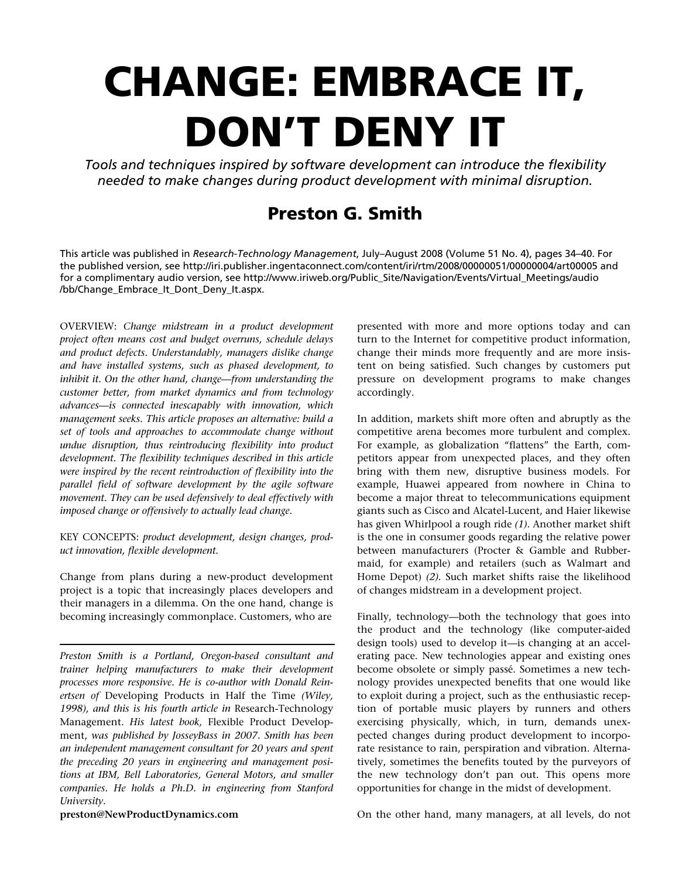# CHANGE: EMBRACE IT, DON'T DENY IT

*Tools and techniques inspired by software development can introduce the flexibility needed to make changes during product development with minimal disruption.*

## Preston G. Smith

This article was published in *Research-Technology Management*, July–August 2008 (Volume 51 No. 4), pages 34–40. For the published version, see http://iri.publisher.ingentaconnect.com/content/iri/rtm/2008/00000051/00000004/art00005 and for a complimentary audio version, see http://www.iriweb.org/Public_Site/Navigation/Events/Virtual_Meetings/audio/bb/Change_Embrace_It_Dont_Deny_It.aspx.

OVERVIEW: *Change midstream in a product development project often means cost and budget overruns, schedule delays and product defects. Understandably, managers dislike change and have installed systems, such as phased development, to inhibit it. On the other hand, change—from understanding the customer better, from market dynamics and from technology advances—is connected inescapably with innovation, which management seeks. This article proposes an alternative: build a set of tools and approaches to accommodate change without undue disruption, thus reintroducing flexibility into product development. The flexibility techniques described in this article were inspired by the recent reintroduction of flexibility into the parallel field of software development by the agile software movement. They can be used defensively to deal effectively with imposed change or offensively to actually lead change.*

KEY CONCEPTS: *product development, design changes, product innovation, flexible development.*

Change from plans during a new-product development project is a topic that increasingly places developers and their managers in a dilemma. On the one hand, change is becoming increasingly commonplace. Customers, who are presented with more and more options today and can turn to the Internet for competitive product information, change their minds more frequently and are more insistent on being satisfied. Such changes by customers put pressure on development programs to make changes accordingly.

In addition, markets shift more often and abruptly as the competitive arena becomes more turbulent and complex. For example, as globalization "flattens" the Earth, competitors appear from unexpected places, and they often bring with them new, disruptive business models. For example, Huawei appeared from nowhere in China to become a major threat to telecommunications equipment giants such as Cisco and Alcatel-Lucent, and Haier likewise has given Whirlpool a rough ride *(1)*. Another market shift is the one in consumer goods regarding the relative power between manufacturers (Procter & Gamble and Rubbermaid, for example) and retailers (such as Walmart and Home Depot) *(2)*. Such market shifts raise the likelihood of changes midstream in a development project.

Finally, technology—both the technology that goes into the product and the technology (like computer-aided design tools) used to develop it—is changing at an accelerating pace. New technologies appear and existing ones become obsolete or simply passé. Sometimes a new technology provides unexpected benefits that one would like to exploit during a project, such as the enthusiastic reception of portable music players by runners and others exercising physically, which, in turn, demands unexpected changes during product development to incorporate resistance to rain, perspiration and vibration. Alternatively, sometimes the benefits touted by the purveyors of the new technology don't pan out. This opens more opportunities for change in the midst of development.

On the other hand, many managers, at all levels, do not

---

*Preston Smith is a Portland, Oregon-based consultant and trainer helping manufacturers to make their development processes more responsive. He is co-author with Donald Reinertsen of* Developing Products in Half the Time *(Wiley, 1998), and this is his fourth article in* Research-Technology Management. *His latest book,* Flexible Product Development, *was published by JosseyBass in 2007. Smith has been an independent management consultant for 20 years and spent the preceding 20 years in engineering and management positions at IBM, Bell Laboratories, General Motors, and smaller companies. He holds a Ph.D. in engineering from Stanford University.*

**preston@NewProductDynamics.com**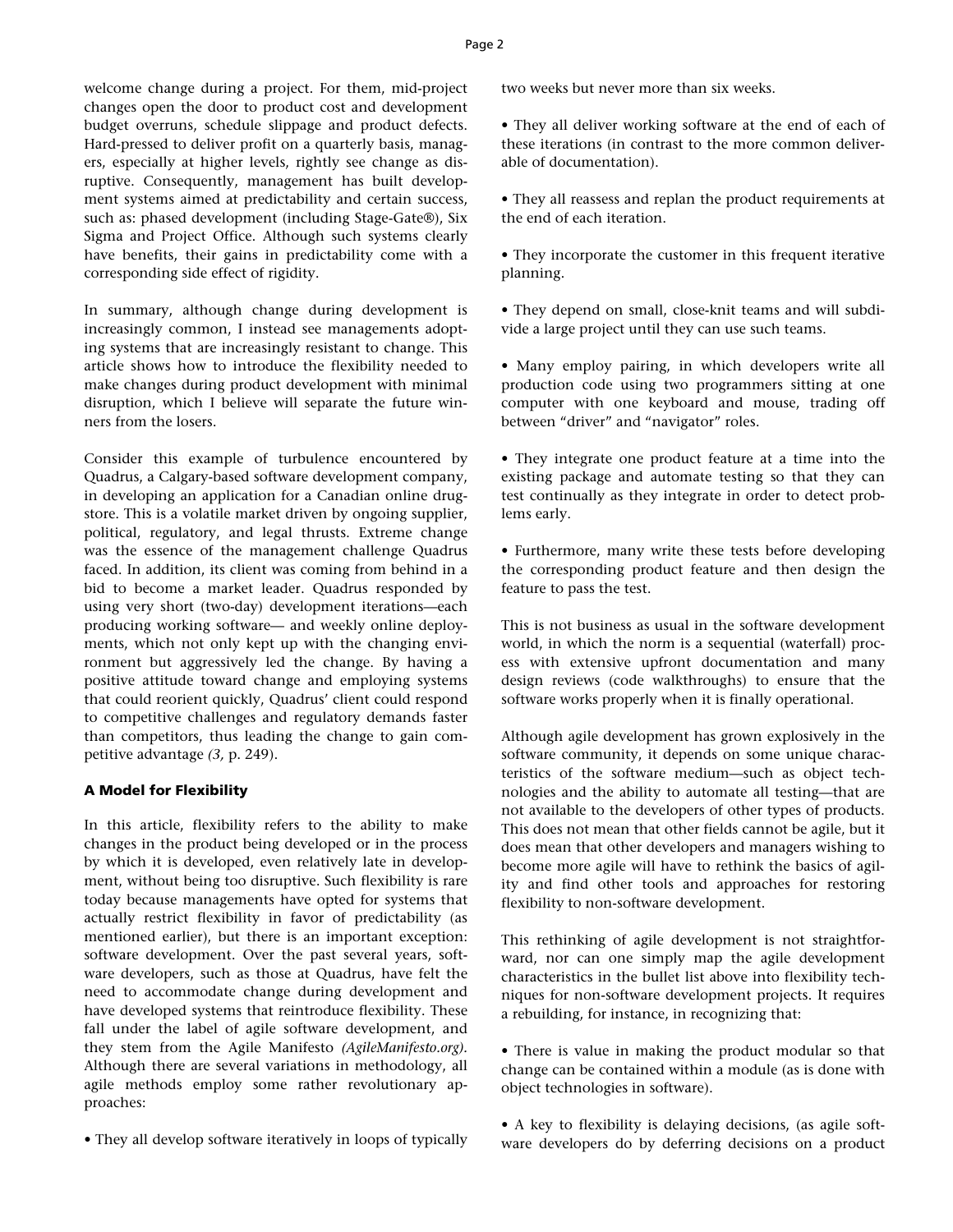welcome change during a project. For them, mid-project changes open the door to product cost and development budget overruns, schedule slippage and product defects. Hard-pressed to deliver profit on a quarterly basis, managers, especially at higher levels, rightly see change as disruptive. Consequently, management has built development systems aimed at predictability and certain success, such as: phased development (including Stage-Gate®), Six Sigma and Project Office. Although such systems clearly have benefits, their gains in predictability come with a corresponding side effect of rigidity.

In summary, although change during development is increasingly common, I instead see managements adopting systems that are increasingly resistant to change. This article shows how to introduce the flexibility needed to make changes during product development with minimal disruption, which I believe will separate the future winners from the losers.

Consider this example of turbulence encountered by Quadrus, a Calgary-based software development company, in developing an application for a Canadian online drugstore. This is a volatile market driven by ongoing supplier, political, regulatory, and legal thrusts. Extreme change was the essence of the management challenge Quadrus faced. In addition, its client was coming from behind in a bid to become a market leader. Quadrus responded by using very short (two-day) development iterations—each producing working software— and weekly online deployments, which not only kept up with the changing environment but aggressively led the change. By having a positive attitude toward change and employing systems that could reorient quickly, Quadrus' client could respond to competitive challenges and regulatory demands faster than competitors, thus leading the change to gain competitive advantage *(3,* p. 249).

### A Model for Flexibility

In this article, flexibility refers to the ability to make changes in the product being developed or in the process by which it is developed, even relatively late in development, without being too disruptive. Such flexibility is rare today because managements have opted for systems that actually restrict flexibility in favor of predictability (as mentioned earlier), but there is an important exception: software development. Over the past several years, software developers, such as those at Quadrus, have felt the need to accommodate change during development and have developed systems that reintroduce flexibility. These fall under the label of agile software development, and they stem from the Agile Manifesto *(AgileManifesto.org)*. Although there are several variations in methodology, all agile methods employ some rather revolutionary approaches:

- They all develop software iteratively in loops of typically two weeks but never more than six weeks.
- They all deliver working software at the end of each of these iterations (in contrast to the more common deliverable of documentation).
- They all reassess and replan the product requirements at the end of each iteration.
- They incorporate the customer in this frequent iterative planning.
- They depend on small, close-knit teams and will subdivide a large project until they can use such teams.
- Many employ pairing, in which developers write all production code using two programmers sitting at one computer with one keyboard and mouse, trading off between "driver" and "navigator" roles.
- They integrate one product feature at a time into the existing package and automate testing so that they can test continually as they integrate in order to detect problems early.
- Furthermore, many write these tests before developing the corresponding product feature and then design the feature to pass the test.

This is not business as usual in the software development world, in which the norm is a sequential (waterfall) process with extensive upfront documentation and many design reviews (code walkthroughs) to ensure that the software works properly when it is finally operational.

Although agile development has grown explosively in the software community, it depends on some unique characteristics of the software medium—such as object technologies and the ability to automate all testing—that are not available to the developers of other types of products. This does not mean that other fields cannot be agile, but it does mean that other developers and managers wishing to become more agile will have to rethink the basics of agility and find other tools and approaches for restoring flexibility to non-software development.

This rethinking of agile development is not straightforward, nor can one simply map the agile development characteristics in the bullet list above into flexibility techniques for non-software development projects. It requires a rebuilding, for instance, in recognizing that:

- There is value in making the product modular so that change can be contained within a module (as is done with object technologies in software).
- A key to flexibility is delaying decisions, (as agile software developers do by deferring decisions on a product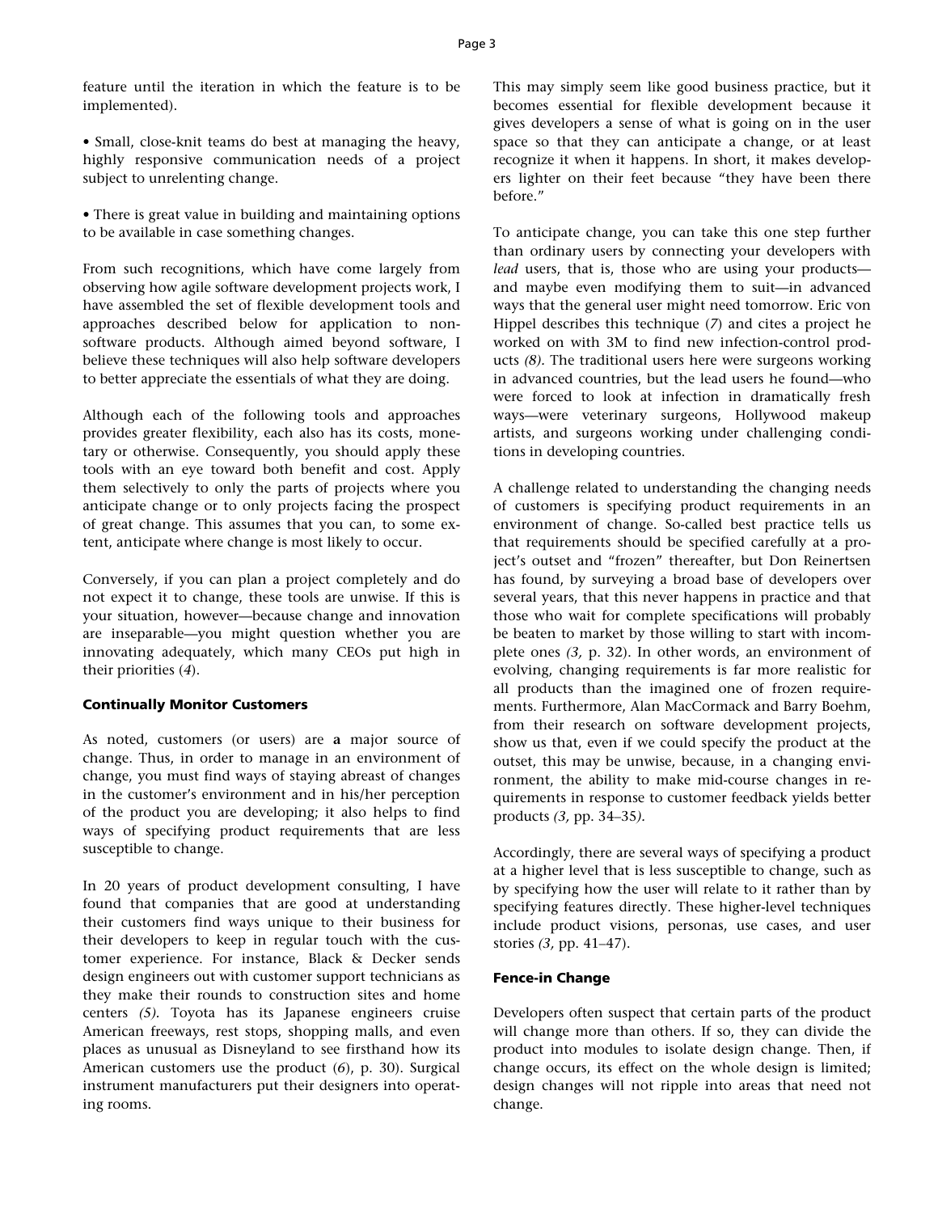feature until the iteration in which the feature is to be implemented).

- Small, close-knit teams do best at managing the heavy, highly responsive communication needs of a project subject to unrelenting change.

- There is great value in building and maintaining options to be available in case something changes.

From such recognitions, which have come largely from observing how agile software development projects work, I have assembled the set of flexible development tools and approaches described below for application to non-software products. Although aimed beyond software, I believe these techniques will also help software developers to better appreciate the essentials of what they are doing.

Although each of the following tools and approaches provides greater flexibility, each also has its costs, monetary or otherwise. Consequently, you should apply these tools with an eye toward both benefit and cost. Apply them selectively to only the parts of projects where you anticipate change or to only projects facing the prospect of great change. This assumes that you can, to some extent, anticipate where change is most likely to occur.

Conversely, if you can plan a project completely and do not expect it to change, these tools are unwise. If this is your situation, however—because change and innovation are inseparable—you might question whether you are innovating adequately, which many CEOs put high in their priorities (*4*).

#### Continually Monitor Customers

As noted, customers (or users) are **a** major source of change. Thus, in order to manage in an environment of change, you must find ways of staying abreast of changes in the customer's environment and in his/her perception of the product you are developing; it also helps to find ways of specifying product requirements that are less susceptible to change.

In 20 years of product development consulting, I have found that companies that are good at understanding their customers find ways unique to their business for their developers to keep in regular touch with the customer experience. For instance, Black & Decker sends design engineers out with customer support technicians as they make their rounds to construction sites and home centers *(5)*. Toyota has its Japanese engineers cruise American freeways, rest stops, shopping malls, and even places as unusual as Disneyland to see firsthand how its American customers use the product (*6*), p. 30). Surgical instrument manufacturers put their designers into operating rooms.

This may simply seem like good business practice, but it becomes essential for flexible development because it gives developers a sense of what is going on in the user space so that they can anticipate a change, or at least recognize it when it happens. In short, it makes developers lighter on their feet because "they have been there before."

To anticipate change, you can take this one step further than ordinary users by connecting your developers with *lead* users, that is, those who are using your products—and maybe even modifying them to suit—in advanced ways that the general user might need tomorrow. Eric von Hippel describes this technique (*7*) and cites a project he worked on with 3M to find new infection-control products *(8)*. The traditional users here were surgeons working in advanced countries, but the lead users he found—who were forced to look at infection in dramatically fresh ways—were veterinary surgeons, Hollywood makeup artists, and surgeons working under challenging conditions in developing countries.

A challenge related to understanding the changing needs of customers is specifying product requirements in an environment of change. So-called best practice tells us that requirements should be specified carefully at a project's outset and "frozen" thereafter, but Don Reinertsen has found, by surveying a broad base of developers over several years, that this never happens in practice and that those who wait for complete specifications will probably be beaten to market by those willing to start with incomplete ones *(3,* p. 32). In other words, an environment of evolving, changing requirements is far more realistic for all products than the imagined one of frozen requirements. Furthermore, Alan MacCormack and Barry Boehm, from their research on software development projects, show us that, even if we could specify the product at the outset, this may be unwise, because, in a changing environment, the ability to make mid-course changes in requirements in response to customer feedback yields better products *(3,* pp. 34–35*)*.

Accordingly, there are several ways of specifying a product at a higher level that is less susceptible to change, such as by specifying how the user will relate to it rather than by specifying features directly. These higher-level techniques include product visions, personas, use cases, and user stories *(3,* pp. 41–47).

#### Fence-in Change

Developers often suspect that certain parts of the product will change more than others. If so, they can divide the product into modules to isolate design change. Then, if change occurs, its effect on the whole design is limited; design changes will not ripple into areas that need not change.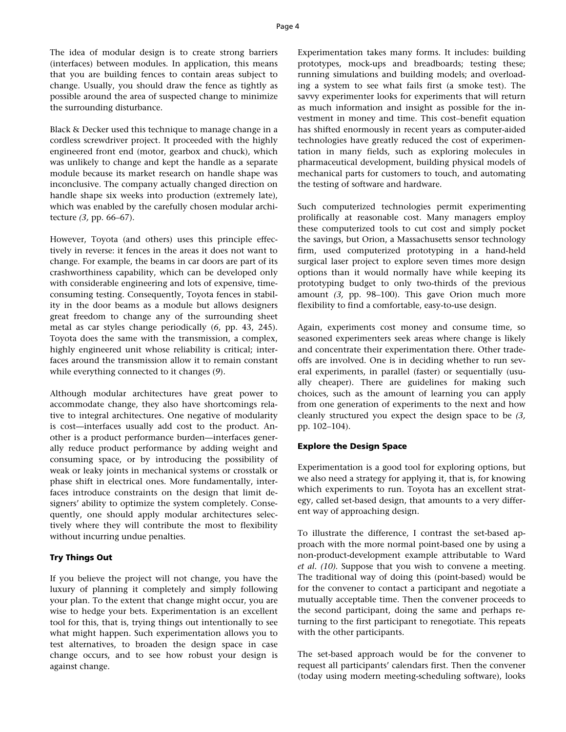The idea of modular design is to create strong barriers (interfaces) between modules. In application, this means that you are building fences to contain areas subject to change. Usually, you should draw the fence as tightly as possible around the area of suspected change to minimize the surrounding disturbance.

Black & Decker used this technique to manage change in a cordless screwdriver project. It proceeded with the highly engineered front end (motor, gearbox and chuck), which was unlikely to change and kept the handle as a separate module because its market research on handle shape was inconclusive. The company actually changed direction on handle shape six weeks into production (extremely late), which was enabled by the carefully chosen modular architecture *(3,* pp. 66–67).

However, Toyota (and others) uses this principle effectively in reverse: it fences in the areas it does not want to change. For example, the beams in car doors are part of its crashworthiness capability, which can be developed only with considerable engineering and lots of expensive, time-consuming testing. Consequently, Toyota fences in stability in the door beams as a module but allows designers great freedom to change any of the surrounding sheet metal as car styles change periodically (*6*, pp. 43, 245). Toyota does the same with the transmission, a complex, highly engineered unit whose reliability is critical; interfaces around the transmission allow it to remain constant while everything connected to it changes (*9*).

Although modular architectures have great power to accommodate change, they also have shortcomings relative to integral architectures. One negative of modularity is cost—interfaces usually add cost to the product. Another is a product performance burden—interfaces generally reduce product performance by adding weight and consuming space, or by introducing the possibility of weak or leaky joints in mechanical systems or crosstalk or phase shift in electrical ones. More fundamentally, interfaces introduce constraints on the design that limit designers' ability to optimize the system completely. Consequently, one should apply modular architectures selectively where they will contribute the most to flexibility without incurring undue penalties.

### Try Things Out

If you believe the project will not change, you have the luxury of planning it completely and simply following your plan. To the extent that change might occur, you are wise to hedge your bets. Experimentation is an excellent tool for this, that is, trying things out intentionally to see what might happen. Such experimentation allows you to test alternatives, to broaden the design space in case change occurs, and to see how robust your design is against change.

Experimentation takes many forms. It includes: building prototypes, mock-ups and breadboards; testing these; running simulations and building models; and overloading a system to see what fails first (a smoke test). The savvy experimenter looks for experiments that will return as much information and insight as possible for the investment in money and time. This cost–benefit equation has shifted enormously in recent years as computer-aided technologies have greatly reduced the cost of experimentation in many fields, such as exploring molecules in pharmaceutical development, building physical models of mechanical parts for customers to touch, and automating the testing of software and hardware.

Such computerized technologies permit experimenting prolifically at reasonable cost. Many managers employ these computerized tools to cut cost and simply pocket the savings, but Orion, a Massachusetts sensor technology firm, used computerized prototyping in a hand-held surgical laser project to explore seven times more design options than it would normally have while keeping its prototyping budget to only two-thirds of the previous amount *(3,* pp. 98–100). This gave Orion much more flexibility to find a comfortable, easy-to-use design.

Again, experiments cost money and consume time, so seasoned experimenters seek areas where change is likely and concentrate their experimentation there. Other tradeoffs are involved. One is in deciding whether to run several experiments, in parallel (faster) or sequentially (usually cheaper). There are guidelines for making such choices, such as the amount of learning you can apply from one generation of experiments to the next and how cleanly structured you expect the design space to be *(3,* pp. 102–104).

### Explore the Design Space

Experimentation is a good tool for exploring options, but we also need a strategy for applying it, that is, for knowing which experiments to run. Toyota has an excellent strategy, called set-based design, that amounts to a very different way of approaching design.

To illustrate the difference, I contrast the set-based approach with the more normal point-based one by using a non-product-development example attributable to Ward *et al. (10).* Suppose that you wish to convene a meeting. The traditional way of doing this (point-based) would be for the convener to contact a participant and negotiate a mutually acceptable time. Then the convener proceeds to the second participant, doing the same and perhaps returning to the first participant to renegotiate. This repeats with the other participants.

The set-based approach would be for the convener to request all participants' calendars first. Then the convener (today using modern meeting-scheduling software), looks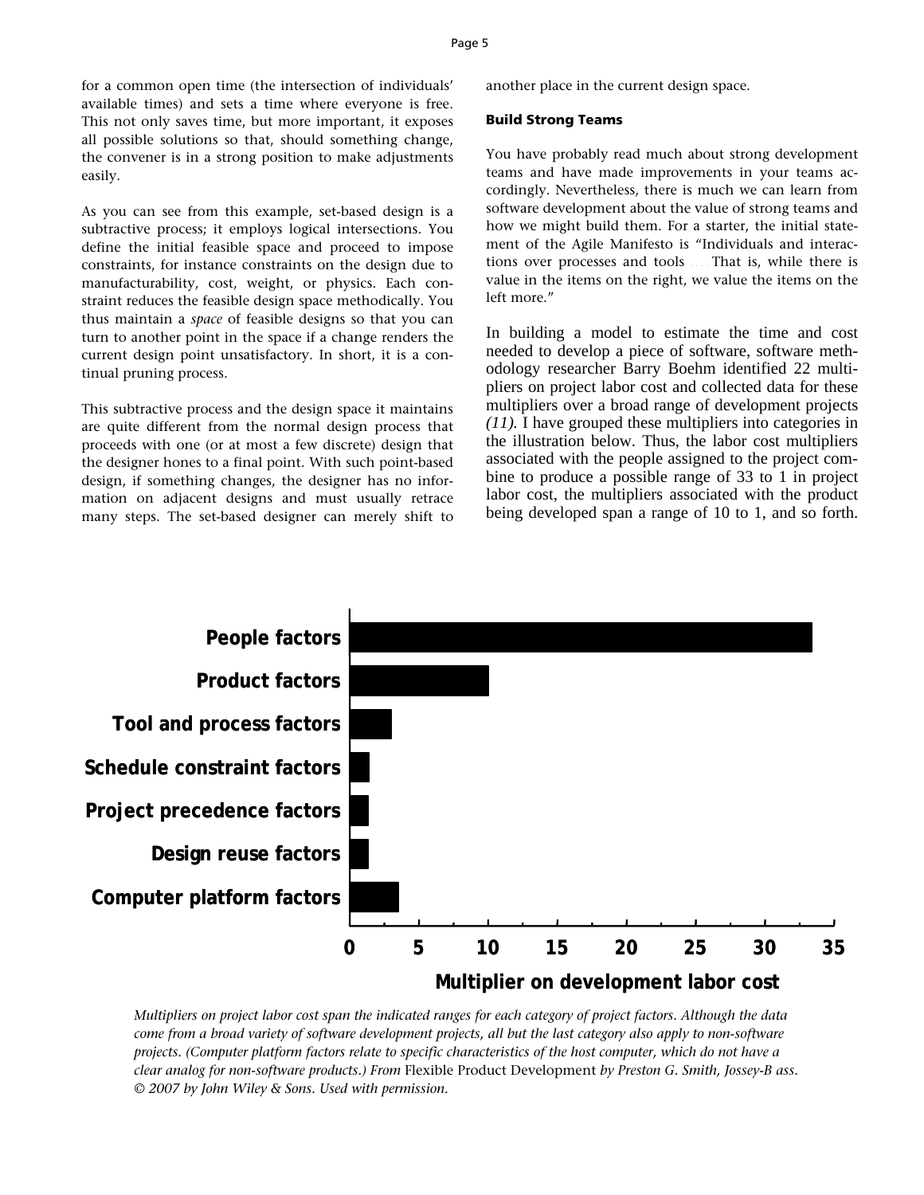for a common open time (the intersection of individuals' available times) and sets a time where everyone is free. This not only saves time, but more important, it exposes all possible solutions so that, should something change, the convener is in a strong position to make adjustments easily.

As you can see from this example, set-based design is a subtractive process; it employs logical intersections. You define the initial feasible space and proceed to impose constraints, for instance constraints on the design due to manufacturability, cost, weight, or physics. Each constraint reduces the feasible design space methodically. You thus maintain a *space* of feasible designs so that you can turn to another point in the space if a change renders the current design point unsatisfactory. In short, it is a continual pruning process.

This subtractive process and the design space it maintains are quite different from the normal design process that proceeds with one (or at most a few discrete) design that the designer hones to a final point. With such point-based design, if something changes, the designer has no information on adjacent designs and must usually retrace many steps. The set-based designer can merely shift to another place in the current design space.

### Build Strong Teams

You have probably read much about strong development teams and have made improvements in your teams accordingly. Nevertheless, there is much we can learn from software development about the value of strong teams and how we might build them. For a starter, the initial statement of the Agile Manifesto is "Individuals and interactions over processes and tools .... That is, while there is value in the items on the right, we value the items on the left more."

In building a model to estimate the time and cost needed to develop a piece of software, software methodology researcher Barry Boehm identified 22 multipliers on project labor cost and collected data for these multipliers over a broad range of development projects *(11)*. I have grouped these multipliers into categories in the illustration below. Thus, the labor cost multipliers associated with the people assigned to the project combine to produce a possible range of 33 to 1 in project labor cost, the multipliers associated with the product being developed span a range of 10 to 1, and so forth.

| Category | Multiplier on development labor cost (approx.) |
|---|---|
| People factors | 33 |
| Product factors | 10 |
| Tool and process factors | 3 |
| Schedule constraint factors | 1.5 |
| Project precedence factors | 1.4 |
| Design reuse factors | 1.4 |
| Computer platform factors | 3.5 |

*Multipliers on project labor cost span the indicated ranges for each category of project factors. Although the data come from a broad variety of software development projects, all but the last category also apply to non-software projects. (Computer platform factors relate to specific characteristics of the host computer, which do not have a clear analog for non-software products.) From* Flexible Product Development *by Preston G. Smith, Jossey-B ass. © 2007 by John Wiley & Sons. Used with permission.*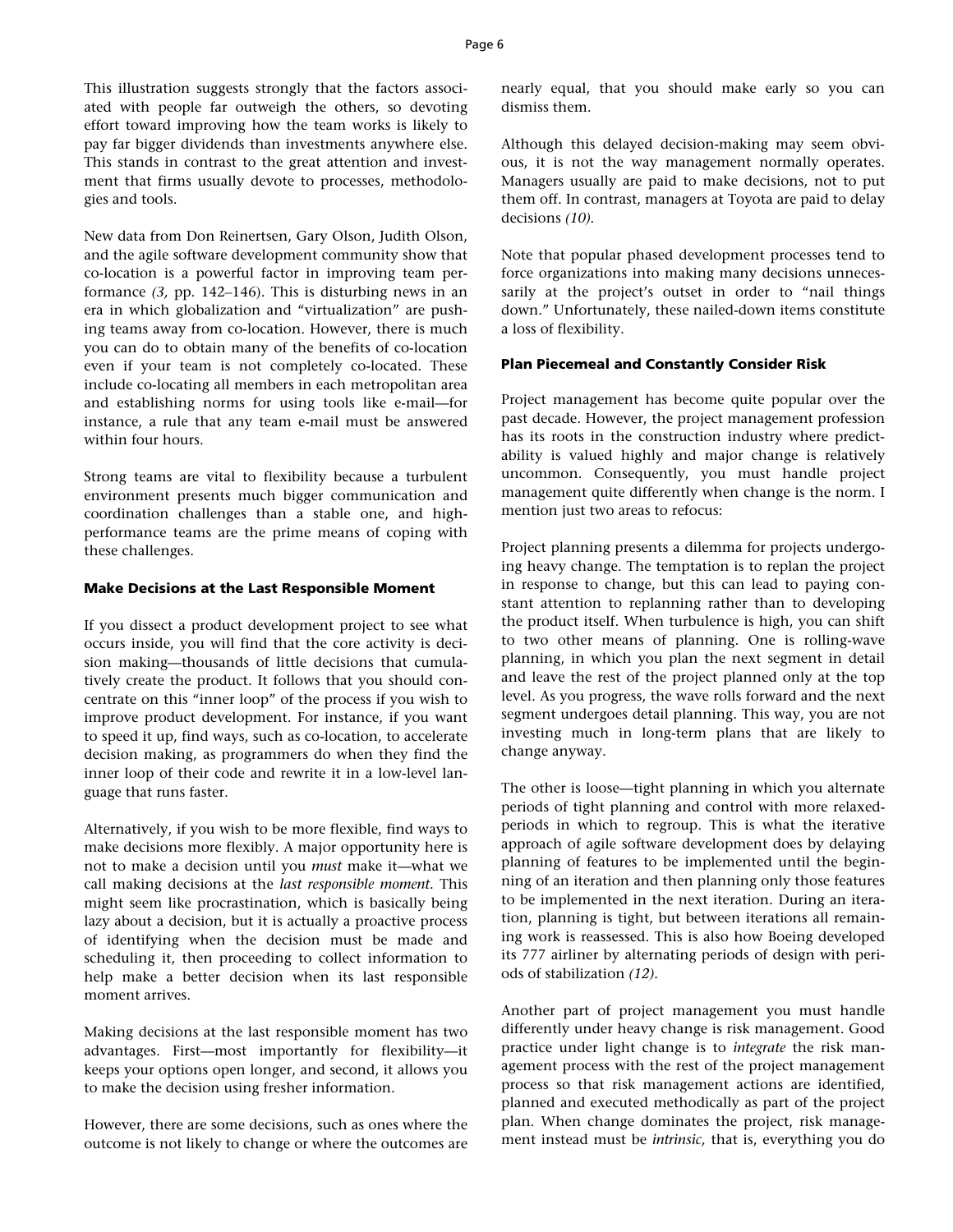This illustration suggests strongly that the factors associated with people far outweigh the others, so devoting effort toward improving how the team works is likely to pay far bigger dividends than investments anywhere else. This stands in contrast to the great attention and investment that firms usually devote to processes, methodologies and tools.

New data from Don Reinertsen, Gary Olson, Judith Olson, and the agile software development community show that co-location is a powerful factor in improving team performance *(3,* pp. 142–146). This is disturbing news in an era in which globalization and "virtualization" are pushing teams away from co-location. However, there is much you can do to obtain many of the benefits of co-location even if your team is not completely co-located. These include co-locating all members in each metropolitan area and establishing norms for using tools like e-mail—for instance, a rule that any team e-mail must be answered within four hours.

Strong teams are vital to flexibility because a turbulent environment presents much bigger communication and coordination challenges than a stable one, and high-performance teams are the prime means of coping with these challenges.

### Make Decisions at the Last Responsible Moment

If you dissect a product development project to see what occurs inside, you will find that the core activity is decision making—thousands of little decisions that cumulatively create the product. It follows that you should concentrate on this "inner loop" of the process if you wish to improve product development. For instance, if you want to speed it up, find ways, such as co-location, to accelerate decision making, as programmers do when they find the inner loop of their code and rewrite it in a low-level language that runs faster.

Alternatively, if you wish to be more flexible, find ways to make decisions more flexibly. A major opportunity here is not to make a decision until you *must* make it—what we call making decisions at the *last responsible moment*. This might seem like procrastination, which is basically being lazy about a decision, but it is actually a proactive process of identifying when the decision must be made and scheduling it, then proceeding to collect information to help make a better decision when its last responsible moment arrives.

Making decisions at the last responsible moment has two advantages. First—most importantly for flexibility—it keeps your options open longer, and second, it allows you to make the decision using fresher information.

However, there are some decisions, such as ones where the outcome is not likely to change or where the outcomes are nearly equal, that you should make early so you can dismiss them.

Although this delayed decision-making may seem obvious, it is not the way management normally operates. Managers usually are paid to make decisions, not to put them off. In contrast, managers at Toyota are paid to delay decisions *(10).*

Note that popular phased development processes tend to force organizations into making many decisions unnecessarily at the project's outset in order to "nail things down." Unfortunately, these nailed-down items constitute a loss of flexibility.

### Plan Piecemeal and Constantly Consider Risk

Project management has become quite popular over the past decade. However, the project management profession has its roots in the construction industry where predictability is valued highly and major change is relatively uncommon. Consequently, you must handle project management quite differently when change is the norm. I mention just two areas to refocus:

Project planning presents a dilemma for projects undergoing heavy change. The temptation is to replan the project in response to change, but this can lead to paying constant attention to replanning rather than to developing the product itself. When turbulence is high, you can shift to two other means of planning. One is rolling-wave planning, in which you plan the next segment in detail and leave the rest of the project planned only at the top level. As you progress, the wave rolls forward and the next segment undergoes detail planning. This way, you are not investing much in long-term plans that are likely to change anyway.

The other is loose—tight planning in which you alternate periods of tight planning and control with more relaxed-periods in which to regroup. This is what the iterative approach of agile software development does by delaying planning of features to be implemented until the beginning of an iteration and then planning only those features to be implemented in the next iteration. During an iteration, planning is tight, but between iterations all remaining work is reassessed. This is also how Boeing developed its 777 airliner by alternating periods of design with periods of stabilization *(12).*

Another part of project management you must handle differently under heavy change is risk management. Good practice under light change is to *integrate* the risk management process with the rest of the project management process so that risk management actions are identified, planned and executed methodically as part of the project plan. When change dominates the project, risk management instead must be *intrinsic,* that is, everything you do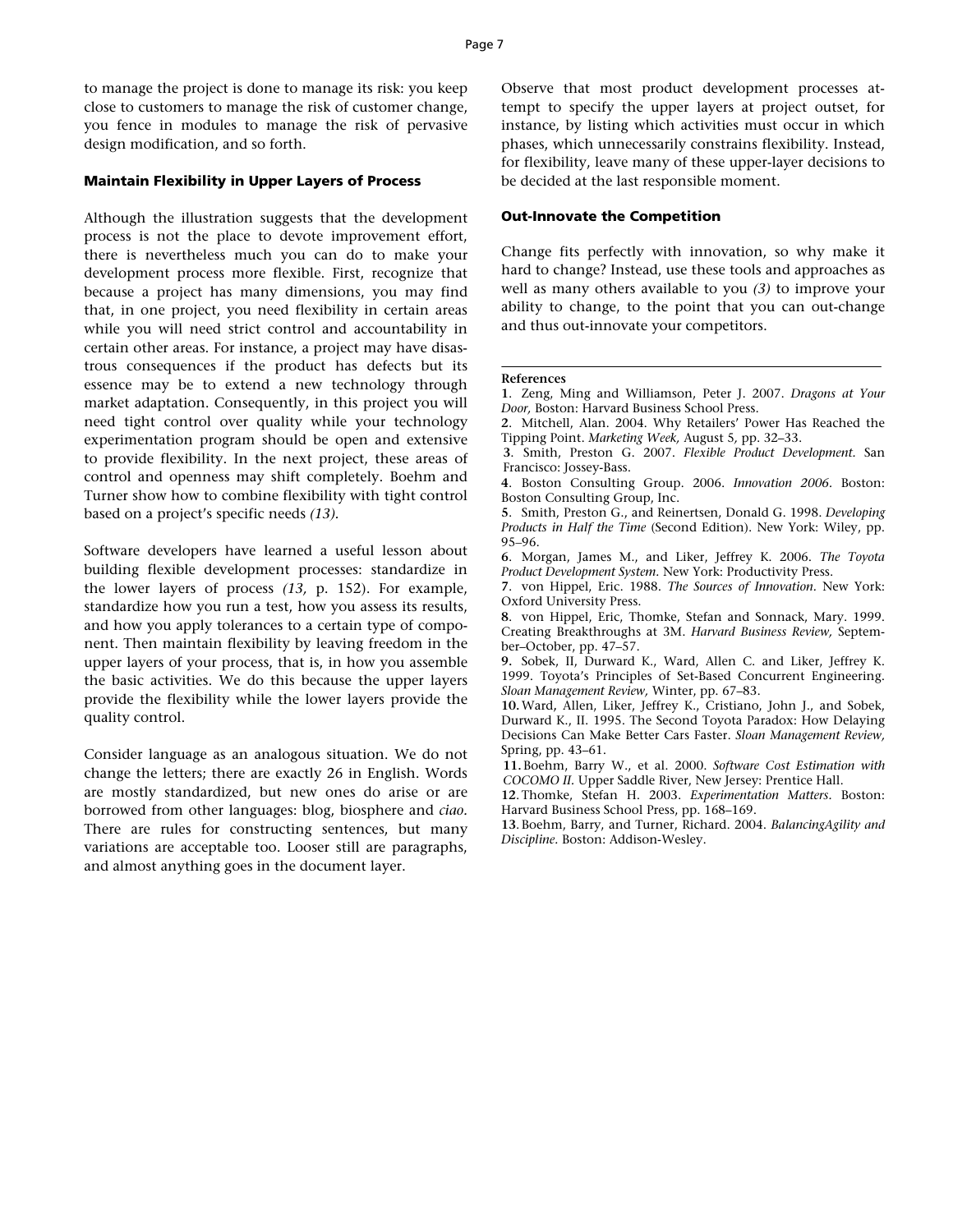to manage the project is done to manage its risk: you keep close to customers to manage the risk of customer change, you fence in modules to manage the risk of pervasive design modification, and so forth.

### Maintain Flexibility in Upper Layers of Process

Although the illustration suggests that the development process is not the place to devote improvement effort, there is nevertheless much you can do to make your development process more flexible. First, recognize that because a project has many dimensions, you may find that, in one project, you need flexibility in certain areas while you will need strict control and accountability in certain other areas. For instance, a project may have disastrous consequences if the product has defects but its essence may be to extend a new technology through market adaptation. Consequently, in this project you will need tight control over quality while your technology experimentation program should be open and extensive to provide flexibility. In the next project, these areas of control and openness may shift completely. Boehm and Turner show how to combine flexibility with tight control based on a project's specific needs *(13)*.

Software developers have learned a useful lesson about building flexible development processes: standardize in the lower layers of process *(13,* p. 152). For example, standardize how you run a test, how you assess its results, and how you apply tolerances to a certain type of component. Then maintain flexibility by leaving freedom in the upper layers of your process, that is, in how you assemble the basic activities. We do this because the upper layers provide the flexibility while the lower layers provide the quality control.

Consider language as an analogous situation. We do not change the letters; there are exactly 26 in English. Words are mostly standardized, but new ones do arise or are borrowed from other languages: blog, biosphere and *ciao*. There are rules for constructing sentences, but many variations are acceptable too. Looser still are paragraphs, and almost anything goes in the document layer.

Observe that most product development processes attempt to specify the upper layers at project outset, for instance, by listing which activities must occur in which phases, which unnecessarily constrains flexibility. Instead, for flexibility, leave many of these upper-layer decisions to be decided at the last responsible moment.

### Out-Innovate the Competition

Change fits perfectly with innovation, so why make it hard to change? Instead, use these tools and approaches as well as many others available to you *(3)* to improve your ability to change, to the point that you can out-change and thus out-innovate your competitors.

---

**References**

**1**. Zeng, Ming and Williamson, Peter J. 2007. *Dragons at Your Door,* Boston: Harvard Business School Press.

**2**. Mitchell, Alan. 2004. Why Retailers' Power Has Reached the Tipping Point. *Marketing Week,* August 5, pp. 32–33.

**3**. Smith, Preston G. 2007. *Flexible Product Development.* San Francisco: Jossey-Bass.

**4**. Boston Consulting Group. 2006. *Innovation 2006.* Boston: Boston Consulting Group, Inc.

**5**. Smith, Preston G., and Reinertsen, Donald G. 1998. *Developing Products in Half the Time* (Second Edition). New York: Wiley, pp. 95–96.

**6**. Morgan, James M., and Liker, Jeffrey K. 2006. *The Toyota Product Development System.* New York: Productivity Press.

**7**. von Hippel, Eric. 1988. *The Sources of Innovation.* New York: Oxford University Press.

**8**. von Hippel, Eric, Thomke, Stefan and Sonnack, Mary. 1999. Creating Breakthroughs at 3M. *Harvard Business Review,* September–October, pp. 47–57.

**9**. Sobek, II, Durward K., Ward, Allen C. and Liker, Jeffrey K. 1999. Toyota's Principles of Set-Based Concurrent Engineering. *Sloan Management Review,* Winter, pp. 67–83.

**10**. Ward, Allen, Liker, Jeffrey K., Cristiano, John J., and Sobek, Durward K., II. 1995. The Second Toyota Paradox: How Delaying Decisions Can Make Better Cars Faster. *Sloan Management Review,* Spring, pp. 43–61.

**11**. Boehm, Barry W., et al. 2000. *Software Cost Estimation with COCOMO II.* Upper Saddle River, New Jersey: Prentice Hall.

**12**. Thomke, Stefan H. 2003. *Experimentation Matters.* Boston: Harvard Business School Press, pp. 168–169.

**13**. Boehm, Barry, and Turner, Richard. 2004. *BalancingAgility and Discipline.* Boston: Addison-Wesley.